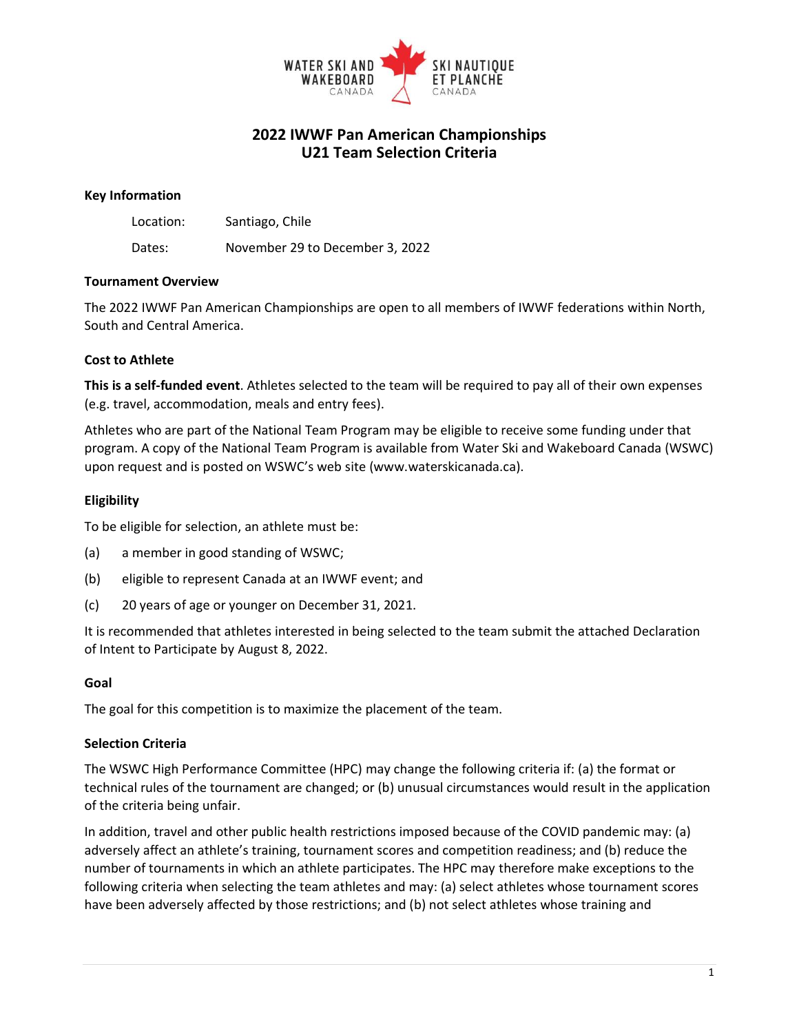# 2022 IWWF Pan American Championships
# U21 Team Selection Criteria

**Key Information**

Location: Santiago, Chile

Dates: November 29 to December 3, 2022

**Tournament Overview**

The 2022 IWWF Pan American Championships are open to all members of IWWF federations within North, South and Central America.

**Cost to Athlete**

**This is a self-funded event**. Athletes selected to the team will be required to pay all of their own expenses (e.g. travel, accommodation, meals and entry fees).

Athletes who are part of the National Team Program may be eligible to receive some funding under that program. A copy of the National Team Program is available from Water Ski and Wakeboard Canada (WSWC) upon request and is posted on WSWC's web site (www.waterskicanada.ca).

**Eligibility**

To be eligible for selection, an athlete must be:

(a) a member in good standing of WSWC;

(b) eligible to represent Canada at an IWWF event; and

(c) 20 years of age or younger on December 31, 2021.

It is recommended that athletes interested in being selected to the team submit the attached Declaration of Intent to Participate by August 8, 2022.

**Goal**

The goal for this competition is to maximize the placement of the team.

**Selection Criteria**

The WSWC High Performance Committee (HPC) may change the following criteria if: (a) the format or technical rules of the tournament are changed; or (b) unusual circumstances would result in the application of the criteria being unfair.

In addition, travel and other public health restrictions imposed because of the COVID pandemic may: (a) adversely affect an athlete's training, tournament scores and competition readiness; and (b) reduce the number of tournaments in which an athlete participates. The HPC may therefore make exceptions to the following criteria when selecting the team athletes and may: (a) select athletes whose tournament scores have been adversely affected by those restrictions; and (b) not select athletes whose training and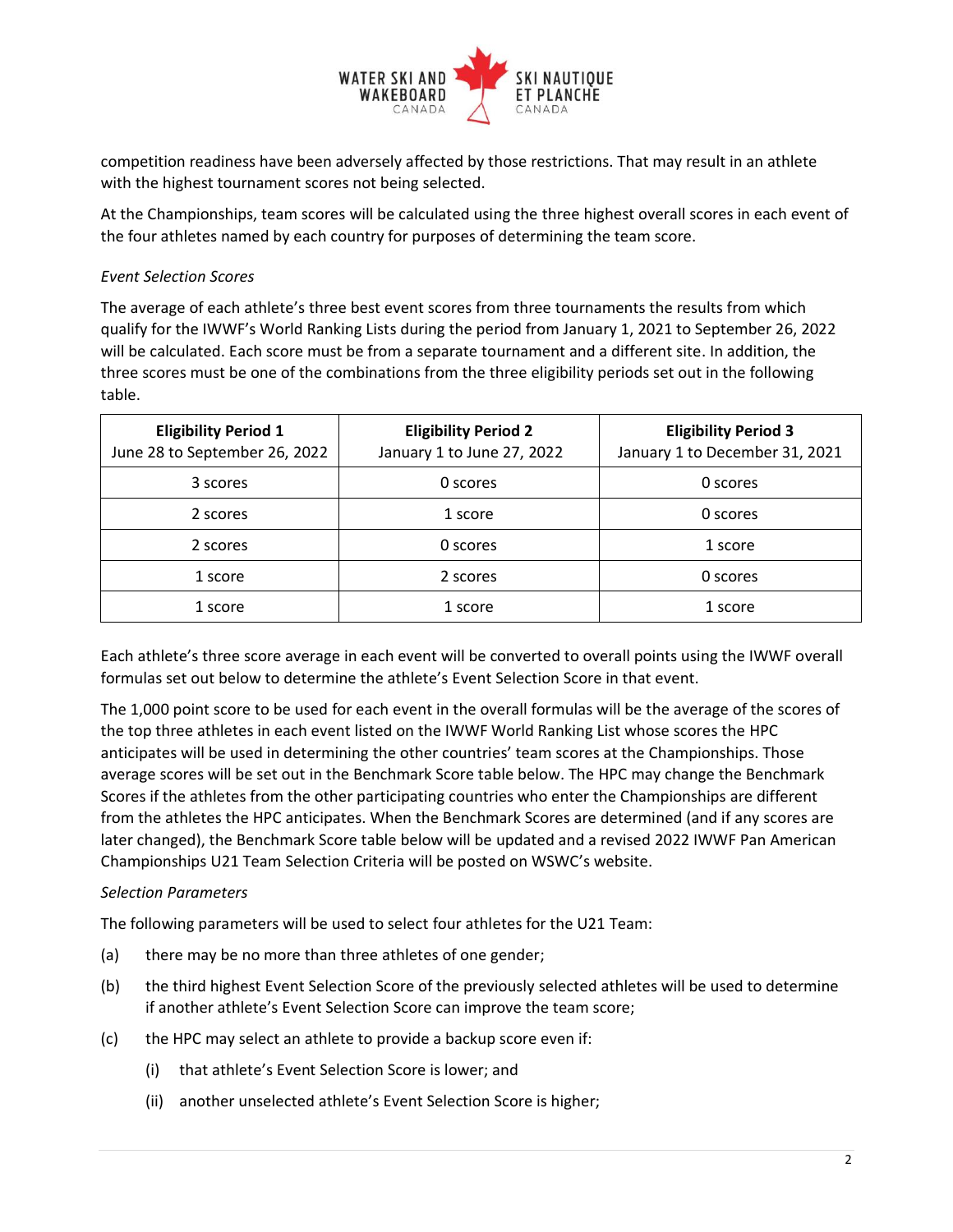competition readiness have been adversely affected by those restrictions. That may result in an athlete with the highest tournament scores not being selected.

At the Championships, team scores will be calculated using the three highest overall scores in each event of the four athletes named by each country for purposes of determining the team score.

*Event Selection Scores*

The average of each athlete's three best event scores from three tournaments the results from which qualify for the IWWF's World Ranking Lists during the period from January 1, 2021 to September 26, 2022 will be calculated. Each score must be from a separate tournament and a different site. In addition, the three scores must be one of the combinations from the three eligibility periods set out in the following table.

| **Eligibility Period 1** June 28 to September 26, 2022 | **Eligibility Period 2** January 1 to June 27, 2022 | **Eligibility Period 3** January 1 to December 31, 2021 |
|---|---|---|
| 3 scores | 0 scores | 0 scores |
| 2 scores | 1 score | 0 scores |
| 2 scores | 0 scores | 1 score |
| 1 score | 2 scores | 0 scores |
| 1 score | 1 score | 1 score |

Each athlete's three score average in each event will be converted to overall points using the IWWF overall formulas set out below to determine the athlete's Event Selection Score in that event.

The 1,000 point score to be used for each event in the overall formulas will be the average of the scores of the top three athletes in each event listed on the IWWF World Ranking List whose scores the HPC anticipates will be used in determining the other countries' team scores at the Championships. Those average scores will be set out in the Benchmark Score table below. The HPC may change the Benchmark Scores if the athletes from the other participating countries who enter the Championships are different from the athletes the HPC anticipates. When the Benchmark Scores are determined (and if any scores are later changed), the Benchmark Score table below will be updated and a revised 2022 IWWF Pan American Championships U21 Team Selection Criteria will be posted on WSWC's website.

*Selection Parameters*

The following parameters will be used to select four athletes for the U21 Team:

(a) there may be no more than three athletes of one gender;

(b) the third highest Event Selection Score of the previously selected athletes will be used to determine if another athlete's Event Selection Score can improve the team score;

(c) the HPC may select an athlete to provide a backup score even if:

  (i) that athlete's Event Selection Score is lower; and

  (ii) another unselected athlete's Event Selection Score is higher;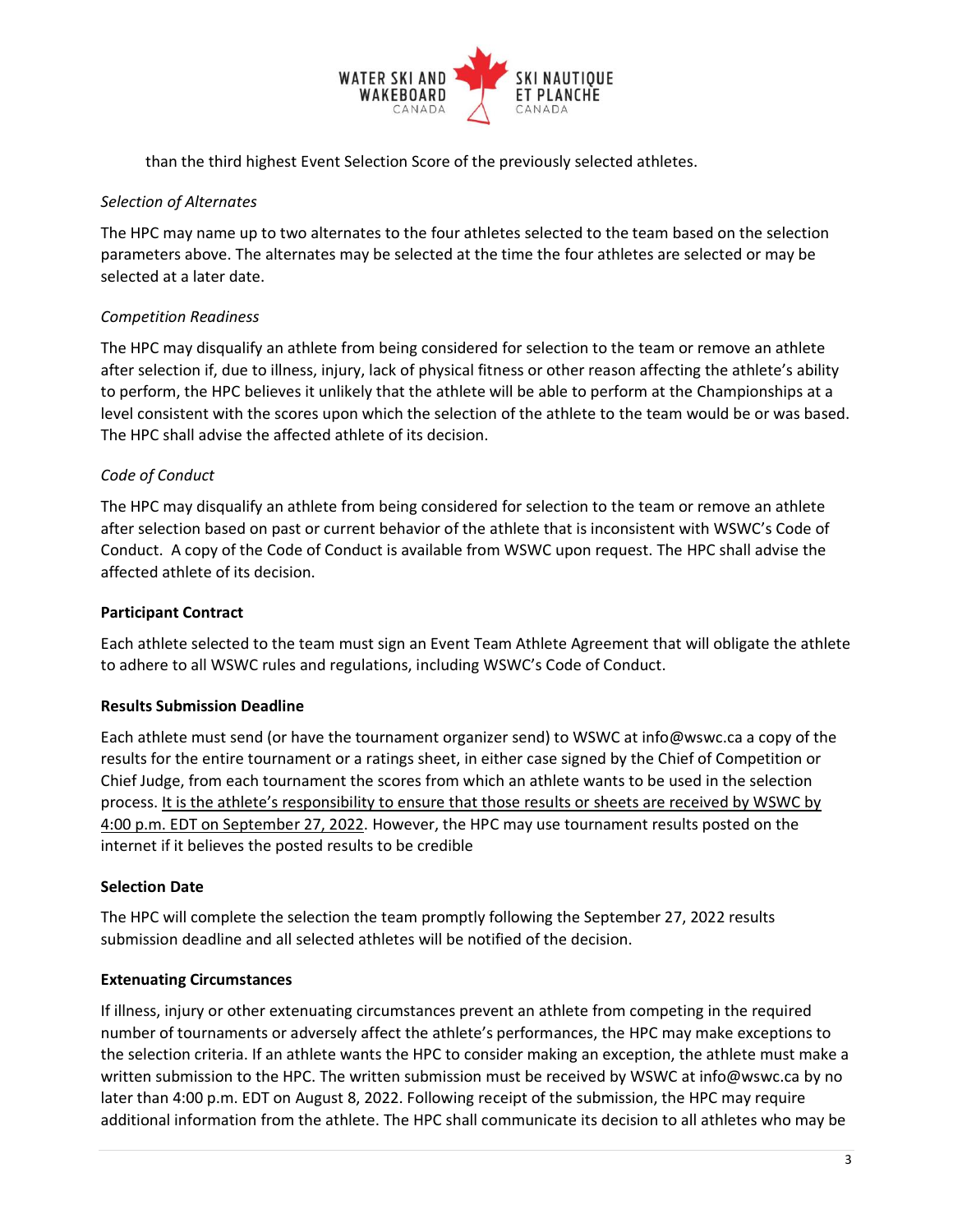than the third highest Event Selection Score of the previously selected athletes.

*Selection of Alternates*

The HPC may name up to two alternates to the four athletes selected to the team based on the selection parameters above. The alternates may be selected at the time the four athletes are selected or may be selected at a later date.

*Competition Readiness*

The HPC may disqualify an athlete from being considered for selection to the team or remove an athlete after selection if, due to illness, injury, lack of physical fitness or other reason affecting the athlete's ability to perform, the HPC believes it unlikely that the athlete will be able to perform at the Championships at a level consistent with the scores upon which the selection of the athlete to the team would be or was based. The HPC shall advise the affected athlete of its decision.

*Code of Conduct*

The HPC may disqualify an athlete from being considered for selection to the team or remove an athlete after selection based on past or current behavior of the athlete that is inconsistent with WSWC's Code of Conduct. A copy of the Code of Conduct is available from WSWC upon request. The HPC shall advise the affected athlete of its decision.

**Participant Contract**

Each athlete selected to the team must sign an Event Team Athlete Agreement that will obligate the athlete to adhere to all WSWC rules and regulations, including WSWC's Code of Conduct.

**Results Submission Deadline**

Each athlete must send (or have the tournament organizer send) to WSWC at info@wswc.ca a copy of the results for the entire tournament or a ratings sheet, in either case signed by the Chief of Competition or Chief Judge, from each tournament the scores from which an athlete wants to be used in the selection process. <u>It is the athlete's responsibility to ensure that those results or sheets are received by WSWC by 4:00 p.m. EDT on September 27, 2022</u>. However, the HPC may use tournament results posted on the internet if it believes the posted results to be credible

**Selection Date**

The HPC will complete the selection the team promptly following the September 27, 2022 results submission deadline and all selected athletes will be notified of the decision.

**Extenuating Circumstances**

If illness, injury or other extenuating circumstances prevent an athlete from competing in the required number of tournaments or adversely affect the athlete's performances, the HPC may make exceptions to the selection criteria. If an athlete wants the HPC to consider making an exception, the athlete must make a written submission to the HPC. The written submission must be received by WSWC at info@wswc.ca by no later than 4:00 p.m. EDT on August 8, 2022. Following receipt of the submission, the HPC may require additional information from the athlete. The HPC shall communicate its decision to all athletes who may be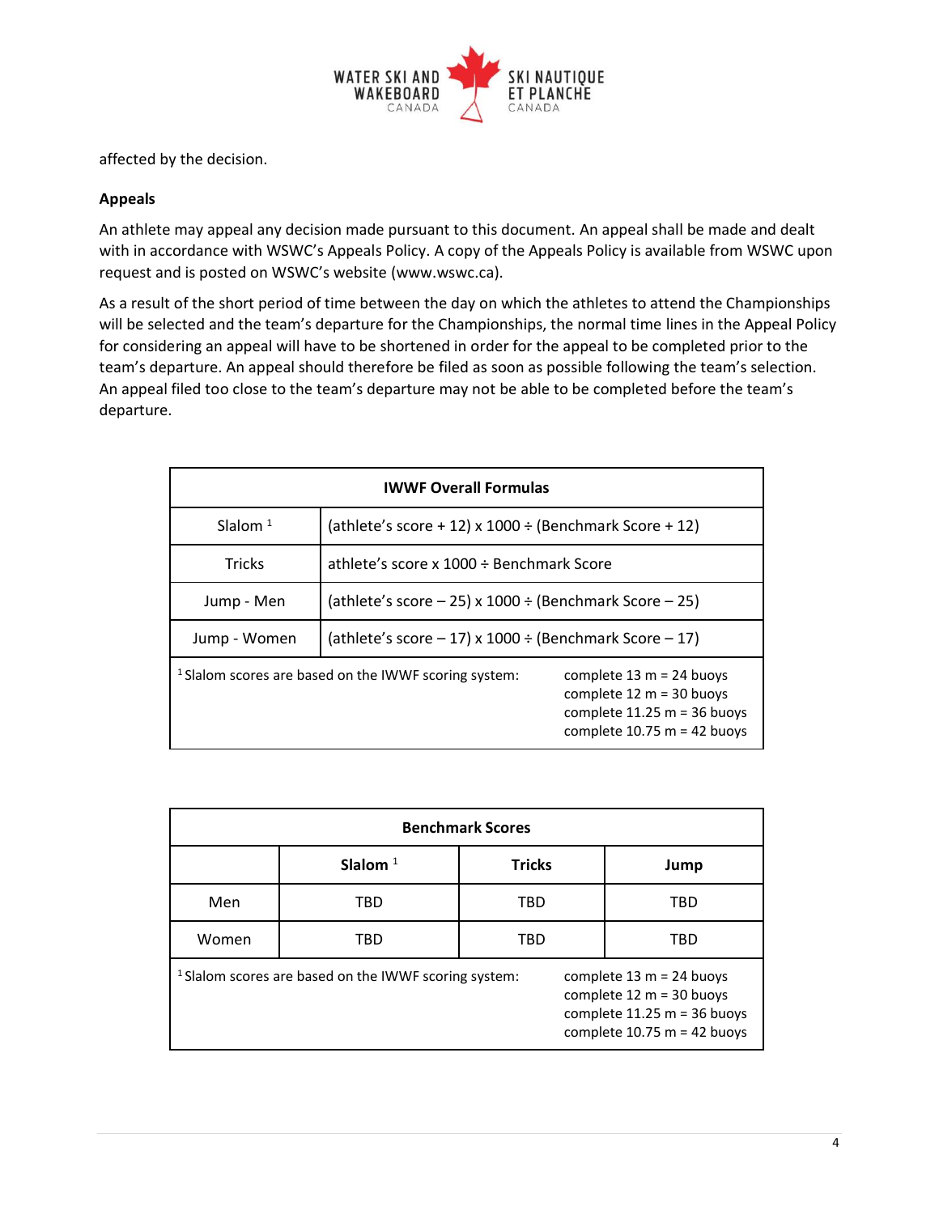affected by the decision.

**Appeals**

An athlete may appeal any decision made pursuant to this document. An appeal shall be made and dealt with in accordance with WSWC's Appeals Policy. A copy of the Appeals Policy is available from WSWC upon request and is posted on WSWC's website (www.wswc.ca).

As a result of the short period of time between the day on which the athletes to attend the Championships will be selected and the team's departure for the Championships, the normal time lines in the Appeal Policy for considering an appeal will have to be shortened in order for the appeal to be completed prior to the team's departure. An appeal should therefore be filed as soon as possible following the team's selection. An appeal filed too close to the team's departure may not be able to be completed before the team's departure.

| IWWF Overall Formulas | |
|---|---|
| Slalom [1] | (athlete's score + 12) x 1000 ÷ (Benchmark Score + 12) |
| Tricks | athlete's score x 1000 ÷ Benchmark Score |
| Jump - Men | (athlete's score – 25) x 1000 ÷ (Benchmark Score – 25) |
| Jump - Women | (athlete's score – 17) x 1000 ÷ (Benchmark Score – 17) |
| [1] Slalom scores are based on the IWWF scoring system: | complete 13 m = 24 buoys<br>complete 12 m = 30 buoys<br>complete 11.25 m = 36 buoys<br>complete 10.75 m = 42 buoys |

| Benchmark Scores | | | |
|---|---|---|---|
| | **Slalom** [1] | **Tricks** | **Jump** |
| Men | TBD | TBD | TBD |
| Women | TBD | TBD | TBD |
| [1] Slalom scores are based on the IWWF scoring system: | | complete 13 m = 24 buoys<br>complete 12 m = 30 buoys<br>complete 11.25 m = 36 buoys<br>complete 10.75 m = 42 buoys | |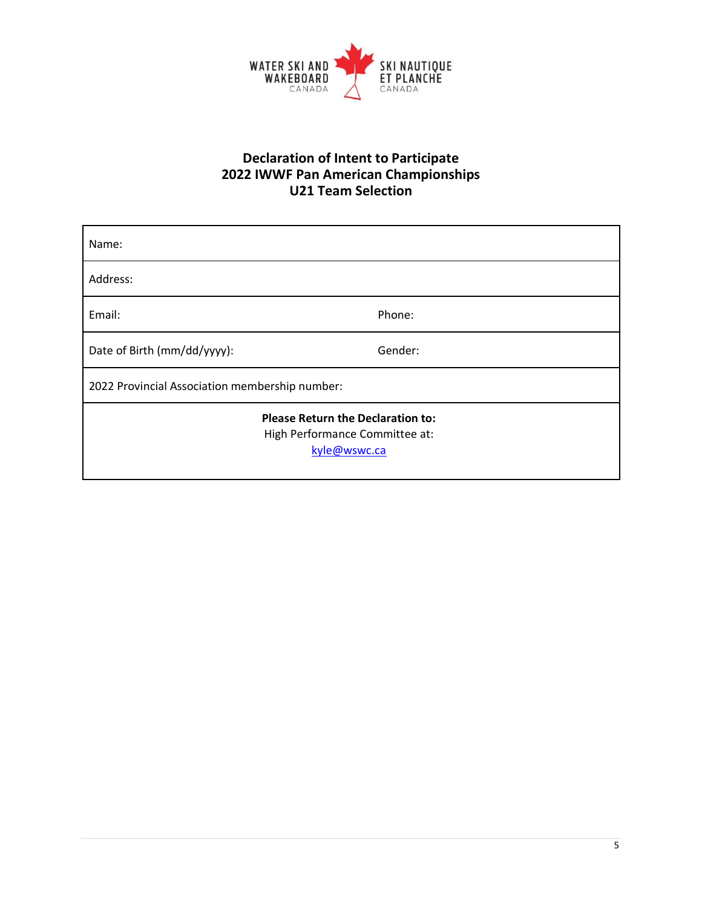WATER SKI AND WAKEBOARD CANADA | SKI NAUTIQUE ET PLANCHE CANADA

# Declaration of Intent to Participate
# 2022 IWWF Pan American Championships
# U21 Team Selection

| | |
|---|---|
| Name: | |
| Address: | |
| Email: | Phone: |
| Date of Birth (mm/dd/yyyy): | Gender: |
| 2022 Provincial Association membership number: | |
| **Please Return the Declaration to:**<br>High Performance Committee at:<br>kyle@wswc.ca | |